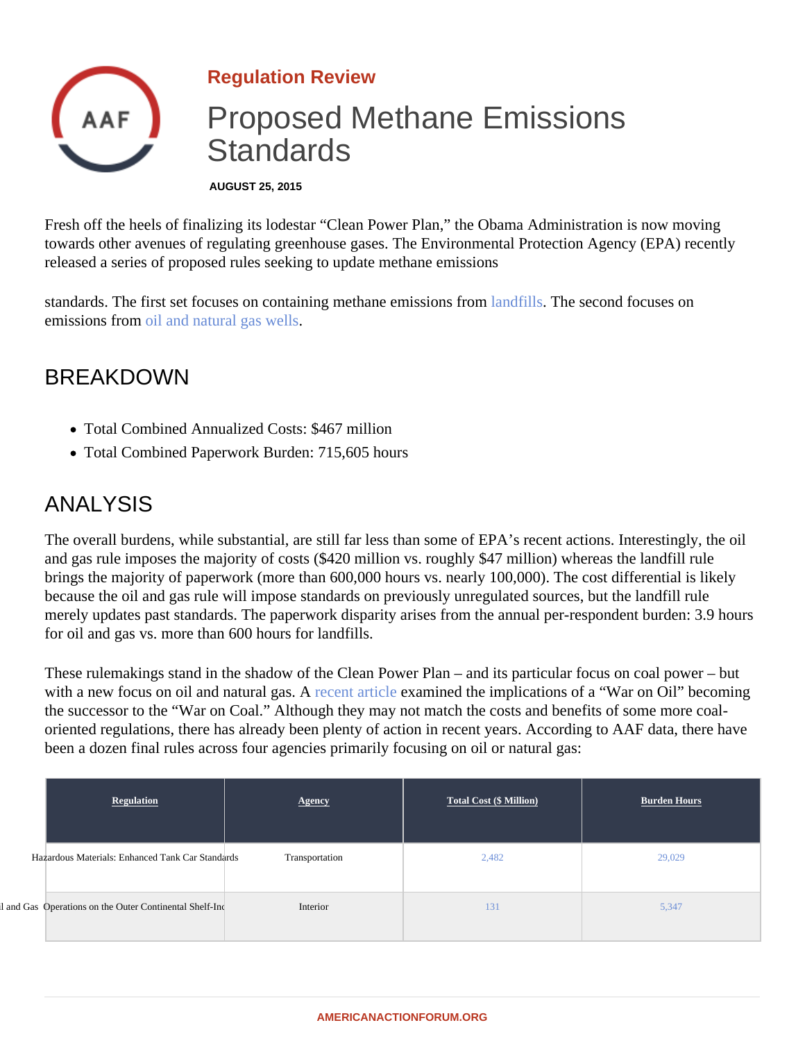Regulation Review

# Proposed Methane Emissions Standards

**AUGUST 25, 2015**

Fresh off the heels of finalizing its lodestar "Clean Power Plan," the Obama Administration is now moving towards other avenues of regulating greenhouse gases. The Environmental Protection Agency (EPA) recently released a series of proposed rules seeking to update methane emissions

standards. The first set focuses on containing methane emissions from landfills. The second focuses on emissions from oil and natural gas wells.

## BREAKDOWN

- Total Combined Annualized Costs: $467 million
- Total Combined Paperwork Burden: 715,605 hours

## ANALYSIS

The overall burdens, while substantial, are still far less than some of EPA's recent actions. Interestingly, the oil and gas rule imposes the majority of costs ($420 million vs. roughly $47 million) whereas the landfill rule brings the majority of paperwork (more than 600,000 hours vs. nearly 100,000). The cost differential is likely because the oil and gas rule will impose standards on previously unregulated sources, but the landfill rule merely updates past standards. The paperwork disparity arises from the annual per-respondent burden: 3.9 hours for oil and gas vs. more than 600 hours for landfills.

These rulemakings stand in the shadow of the Clean Power Plan – and its particular focus on coal power – but with a new focus on oil and natural gas. A recent article examined the implications of a "War on Oil" becoming the successor to the "War on Coal." Although they may not match the costs and benefits of some more coal-oriented regulations, there has already been plenty of action in recent years. According to AAF data, there have been a dozen final rules across four agencies primarily focusing on oil or natural gas:

| Regulation | Agency | Total Cost ($ Million) | Burden Hours |
|---|---|---|---|
| Hazardous Materials: Enhanced Tank Car Standards | Transportation | 2,482 | 29,029 |
| l and Gas Operations on the Outer Continental Shelf-Inc | Interior | 131 | 5,347 |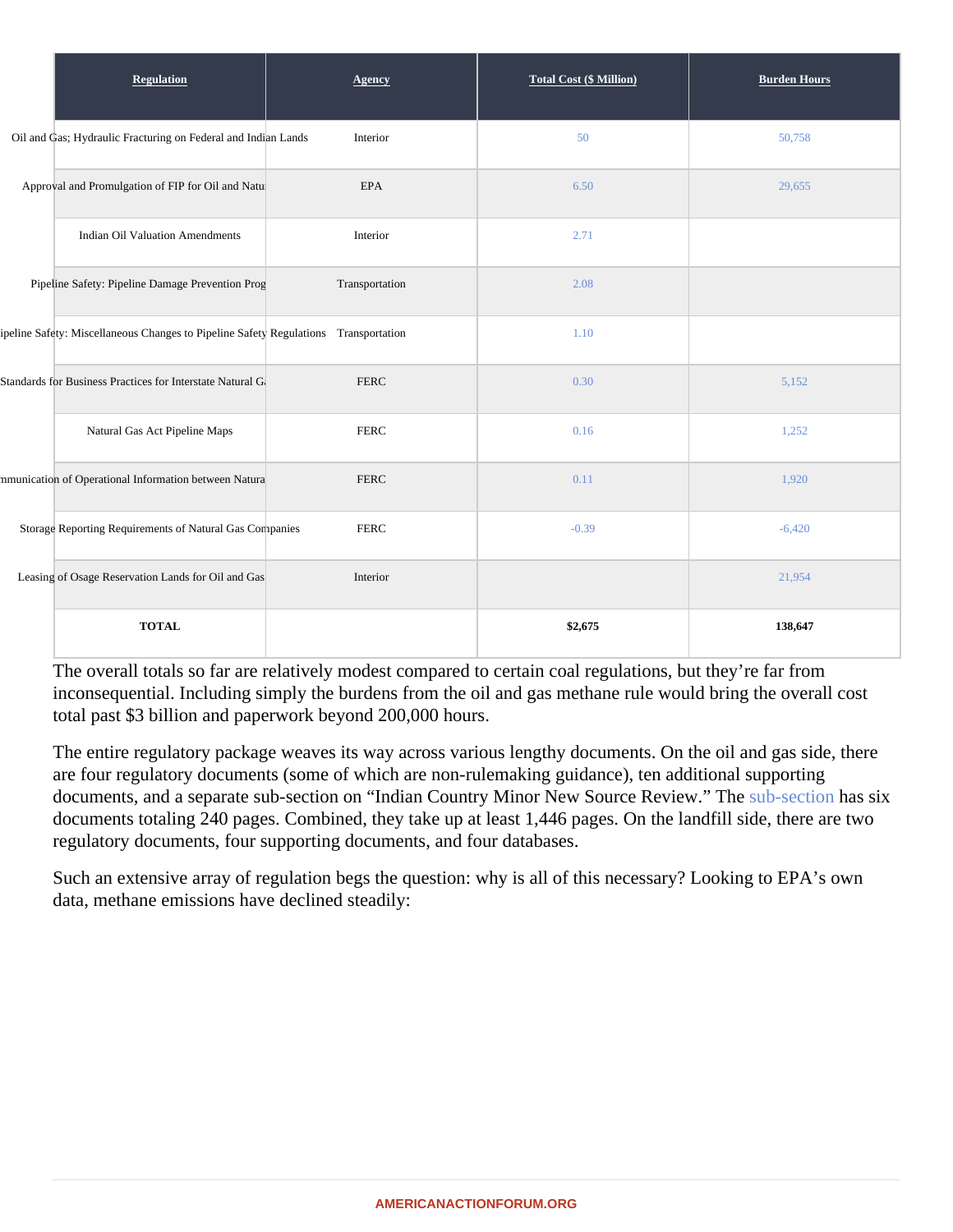| Regulation | Agency | Total Cost ($ Million) | Burden Hours |
| --- | --- | --- | --- |
| Oil and Gas; Hydraulic Fracturing on Federal and Indian Lands | Interior | 50 | 50,758 |
| Approval and Promulgation of FIP for Oil and Natu | EPA | 6.50 | 29,655 |
| Indian Oil Valuation Amendments | Interior | 2.71 | |
| Pipeline Safety: Pipeline Damage Prevention Prog | Transportation | 2.08 | |
| ipeline Safety: Miscellaneous Changes to Pipeline Safety Regulations | Transportation | 1.10 | |
| Standards for Business Practices for Interstate Natural G | FERC | 0.30 | 5,152 |
| Natural Gas Act Pipeline Maps | FERC | 0.16 | 1,252 |
| mmunication of Operational Information between Natura | FERC | 0.11 | 1,920 |
| Storage Reporting Requirements of Natural Gas Companies | FERC | -0.39 | -6,420 |
| Leasing of Osage Reservation Lands for Oil and Gas | Interior | | 21,954 |
| **TOTAL** | | **$2,675** | **138,647** |

The overall totals so far are relatively modest compared to certain coal regulations, but they're far from inconsequential. Including simply the burdens from the oil and gas methane rule would bring the overall cost total past $3 billion and paperwork beyond 200,000 hours.

The entire regulatory package weaves its way across various lengthy documents. On the oil and gas side, there are four regulatory documents (some of which are non-rulemaking guidance), ten additional supporting documents, and a separate sub-section on "Indian Country Minor New Source Review." The sub-section has six documents totaling 240 pages. Combined, they take up at least 1,446 pages. On the landfill side, there are two regulatory documents, four supporting documents, and four databases.

Such an extensive array of regulation begs the question: why is all of this necessary? Looking to EPA's own data, methane emissions have declined steadily: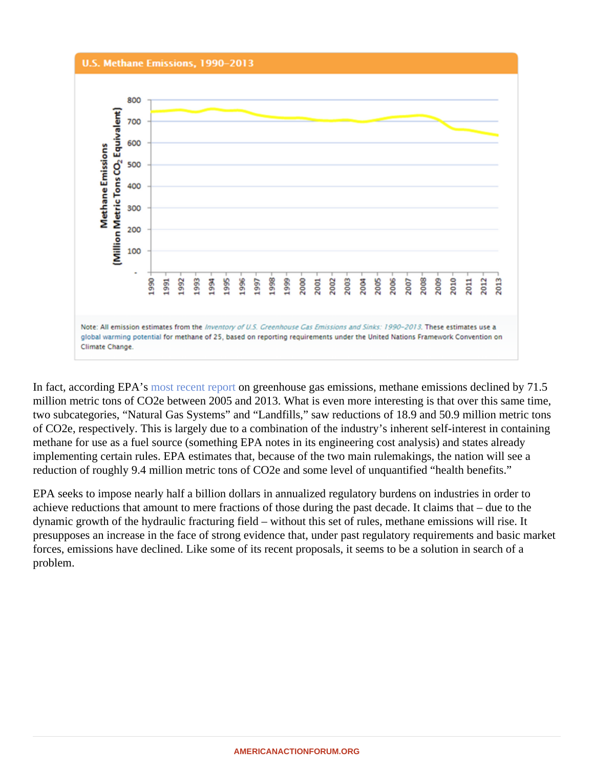U.S. Methane Emissions, 1990–2013

Methane Emissions (Million Metric Tons $CO_2$ Equivalent)

800
700
600
500
400
300
200
100
-

1990 1991 1992 1993 1994 1995 1996 1997 1998 1999 2000 2001 2002 2003 2004 2005 2006 2007 2008 2009 2010 2011 2012 2013

Note: All emission estimates from the *Inventory of U.S. Greenhouse Gas Emissions and Sinks: 1990–2013*. These estimates use a global warming potential for methane of 25, based on reporting requirements under the United Nations Framework Convention on Climate Change.

In fact, according EPA's most recent report on greenhouse gas emissions, methane emissions declined by 71.5 million metric tons of CO2e between 2005 and 2013. What is even more interesting is that over this same time, two subcategories, "Natural Gas Systems" and "Landfills," saw reductions of 18.9 and 50.9 million metric tons of CO2e, respectively. This is largely due to a combination of the industry's inherent self-interest in containing methane for use as a fuel source (something EPA notes in its engineering cost analysis) and states already implementing certain rules. EPA estimates that, because of the two main rulemakings, the nation will see a reduction of roughly 9.4 million metric tons of CO2e and some level of unquantified "health benefits."

EPA seeks to impose nearly half a billion dollars in annualized regulatory burdens on industries in order to achieve reductions that amount to mere fractions of those during the past decade. It claims that – due to the dynamic growth of the hydraulic fracturing field – without this set of rules, methane emissions will rise. It presupposes an increase in the face of strong evidence that, under past regulatory requirements and basic market forces, emissions have declined. Like some of its recent proposals, it seems to be a solution in search of a problem.